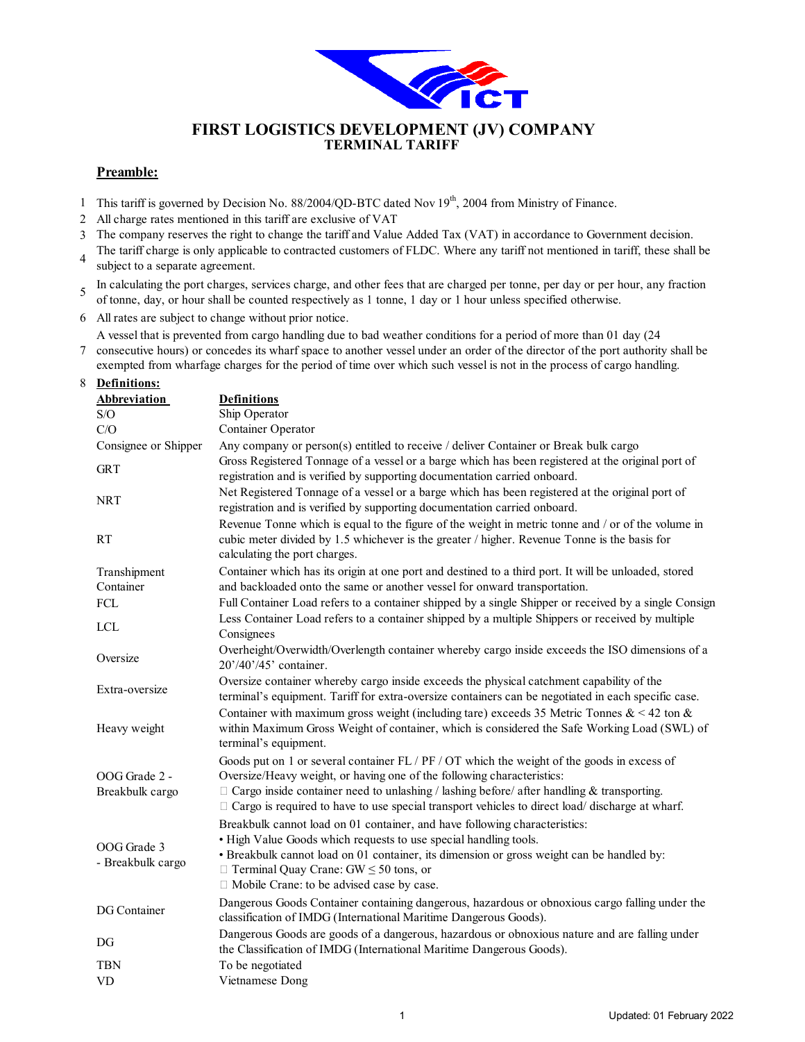# FIRST LOGISTICS DEVELOPMENT (JV) COMPANY
## TERMINAL TARIFF

### Preamble:

1. This tariff is governed by Decision No. 88/2004/QD-BTC dated Nov 19th, 2004 from Ministry of Finance.
2. All charge rates mentioned in this tariff are exclusive of VAT
3. The company reserves the right to change the tariff and Value Added Tax (VAT) in accordance to Government decision.
4. The tariff charge is only applicable to contracted customers of FLDC. Where any tariff not mentioned in tariff, these shall be subject to a separate agreement.
5. In calculating the port charges, services charge, and other fees that are charged per tonne, per day or per hour, any fraction of tonne, day, or hour shall be counted respectively as 1 tonne, 1 day or 1 hour unless specified otherwise.
6. All rates are subject to change without prior notice.
7. A vessel that is prevented from cargo handling due to bad weather conditions for a period of more than 01 day (24 consecutive hours) or concedes its wharf space to another vessel under an order of the director of the port authority shall be exempted from wharfage charges for the period of time over which such vessel is not in the process of cargo handling.
8. **Definitions:**

| Abbreviation | Definitions |
|---|---|
| S/O | Ship Operator |
| C/O | Container Operator |
| Consignee or Shipper | Any company or person(s) entitled to receive / deliver Container or Break bulk cargo |
| GRT | Gross Registered Tonnage of a vessel or a barge which has been registered at the original port of registration and is verified by supporting documentation carried onboard. |
| NRT | Net Registered Tonnage of a vessel or a barge which has been registered at the original port of registration and is verified by supporting documentation carried onboard. |
| RT | Revenue Tonne which is equal to the figure of the weight in metric tonne and / or of the volume in cubic meter divided by 1.5 whichever is the greater / higher. Revenue Tonne is the basis for calculating the port charges. |
| Transhipment Container | Container which has its origin at one port and destined to a third port. It will be unloaded, stored and backloaded onto the same or another vessel for onward transportation. |
| FCL | Full Container Load refers to a container shipped by a single Shipper or received by a single Consign |
| LCL | Less Container Load refers to a container shipped by a multiple Shippers or received by multiple Consignees |
| Oversize | Overheight/Overwidth/Overlength container whereby cargo inside exceeds the ISO dimensions of a 20'/40'/45' container. |
| Extra-oversize | Oversize container whereby cargo inside exceeds the physical catchment capability of the terminal's equipment. Tariff for extra-oversize containers can be negotiated in each specific case. |
| Heavy weight | Container with maximum gross weight (including tare) exceeds 35 Metric Tonnes & < 42 ton & within Maximum Gross Weight of container, which is considered the Safe Working Load (SWL) of terminal's equipment. |
| OOG Grade 2 - Breakbulk cargo | Goods put on 1 or several container FL / PF / OT which the weight of the goods in excess of Oversize/Heavy weight, or having one of the following characteristics:<br>□ Cargo inside container need to unlashing / lashing before/ after handling & transporting.<br>□ Cargo is required to have to use special transport vehicles to direct load/ discharge at wharf. |
| OOG Grade 3 - Breakbulk cargo | Breakbulk cannot load on 01 container, and have following characteristics:<br>• High Value Goods which requests to use special handling tools.<br>• Breakbulk cannot load on 01 container, its dimension or gross weight can be handled by:<br>□ Terminal Quay Crane: GW ≤ 50 tons, or<br>□ Mobile Crane: to be advised case by case. |
| DG Container | Dangerous Goods Container containing dangerous, hazardous or obnoxious cargo falling under the classification of IMDG (International Maritime Dangerous Goods). |
| DG | Dangerous Goods are goods of a dangerous, hazardous or obnoxious nature and are falling under the Classification of IMDG (International Maritime Dangerous Goods). |
| TBN | To be negotiated |
| VD | Vietnamese Dong |

Updated: 01 February 2022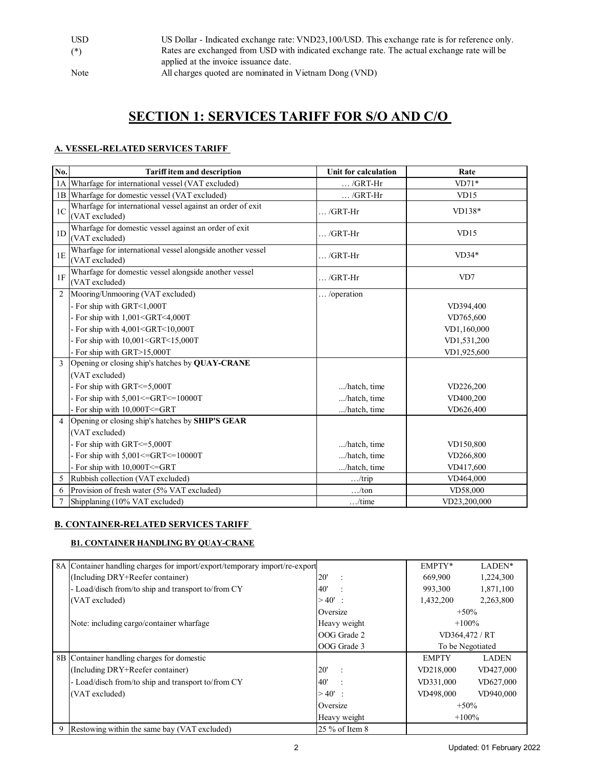| | |
|---|---|
| USD | US Dollar - Indicated exchange rate: VND23,100/USD. This exchange rate is for reference only. |
| (*) | Rates are exchanged from USD with indicated exchange rate. The actual exchange rate will be applied at the invoice issuance date. |
| Note | All charges quoted are nominated in Vietnam Dong (VND) |

# SECTION 1: SERVICES TARIFF FOR S/O AND C/O

## A. VESSEL-RELATED SERVICES TARIFF

| No. | Tariff item and description | Unit for calculation | Rate |
|---|---|---|---|
| 1A | Wharfage for international vessel (VAT excluded) | … /GRT-Hr | VD71* |
| 1B | Wharfage for domestic vessel (VAT excluded) | … /GRT-Hr | VD15 |
| 1C | Wharfage for international vessel against an order of exit (VAT excluded) | … /GRT-Hr | VD138* |
| 1D | Wharfage for domestic vessel against an order of exit (VAT excluded) | … /GRT-Hr | VD15 |
| 1E | Wharfage for international vessel alongside another vessel (VAT excluded) | … /GRT-Hr | VD34* |
| 1F | Wharfage for domestic vessel alongside another vessel (VAT excluded) | … /GRT-Hr | VD7 |
| 2 | Mooring/Unmooring (VAT excluded) | … /operation | |
| | - For ship with GRT<1,000T | | VD394,400 |
| | - For ship with 1,001<GRT<4,000T | | VD765,600 |
| | - For ship with 4,001<GRT<10,000T | | VD1,160,000 |
| | - For ship with 10,001<GRT<15,000T | | VD1,531,200 |
| | - For ship with GRT>15,000T | | VD1,925,600 |
| 3 | Opening or closing ship's hatches by **QUAY-CRANE** (VAT excluded) | | |
| | - For ship with GRT<=5,000T | .../hatch, time | VD226,200 |
| | - For ship with 5,001<=GRT<=10000T | .../hatch, time | VD400,200 |
| | - For ship with 10,000T<=GRT | .../hatch, time | VD626,400 |
| 4 | Opening or closing ship's hatches by **SHIP'S GEAR** (VAT excluded) | | |
| | - For ship with GRT<=5,000T | .../hatch, time | VD150,800 |
| | - For ship with 5,001<=GRT<=10000T | .../hatch, time | VD266,800 |
| | - For ship with 10,000T<=GRT | .../hatch, time | VD417,600 |
| 5 | Rubbish collection (VAT excluded) | …/trip | VD464,000 |
| 6 | Provision of fresh water (5% VAT excluded) | …/ton | VD58,000 |
| 7 | Shipplaning (10% VAT excluded) | …/time | VD23,200,000 |

## B. CONTAINER-RELATED SERVICES TARIFF

### B1. CONTAINER HANDLING BY QUAY-CRANE

| No. | Tariff item and description | Unit for calculation | Rate | |
|---|---|---|---|---|
| 8A | Container handling charges for import/export/temporary import/re-export | | EMPTY* | LADEN* |
| | (Including DRY+Reefer container) | 20' : | 669,900 | 1,224,300 |
| | - Load/disch from/to ship and transport to/from CY | 40' : | 993,300 | 1,871,100 |
| | (VAT excluded) | > 40' : | 1,432,200 | 2,263,800 |
| | | Oversize | +50% | |
| | Note: including cargo/container wharfage | Heavy weight | +100% | |
| | | OOG Grade 2 | VD364,472 / RT | |
| | | OOG Grade 3 | To be Negotiated | |
| 8B | Container handling charges for domestic | | EMPTY | LADEN |
| | (Including DRY+Reefer container) | 20' : | VD218,000 | VD427,000 |
| | - Load/disch from/to ship and transport to/from CY | 40' : | VD331,000 | VD627,000 |
| | (VAT excluded) | > 40' : | VD498,000 | VD940,000 |
| | | Oversize | +50% | |
| | | Heavy weight | +100% | |
| 9 | Restowing within the same bay (VAT excluded) | 25 % of Item 8 | | |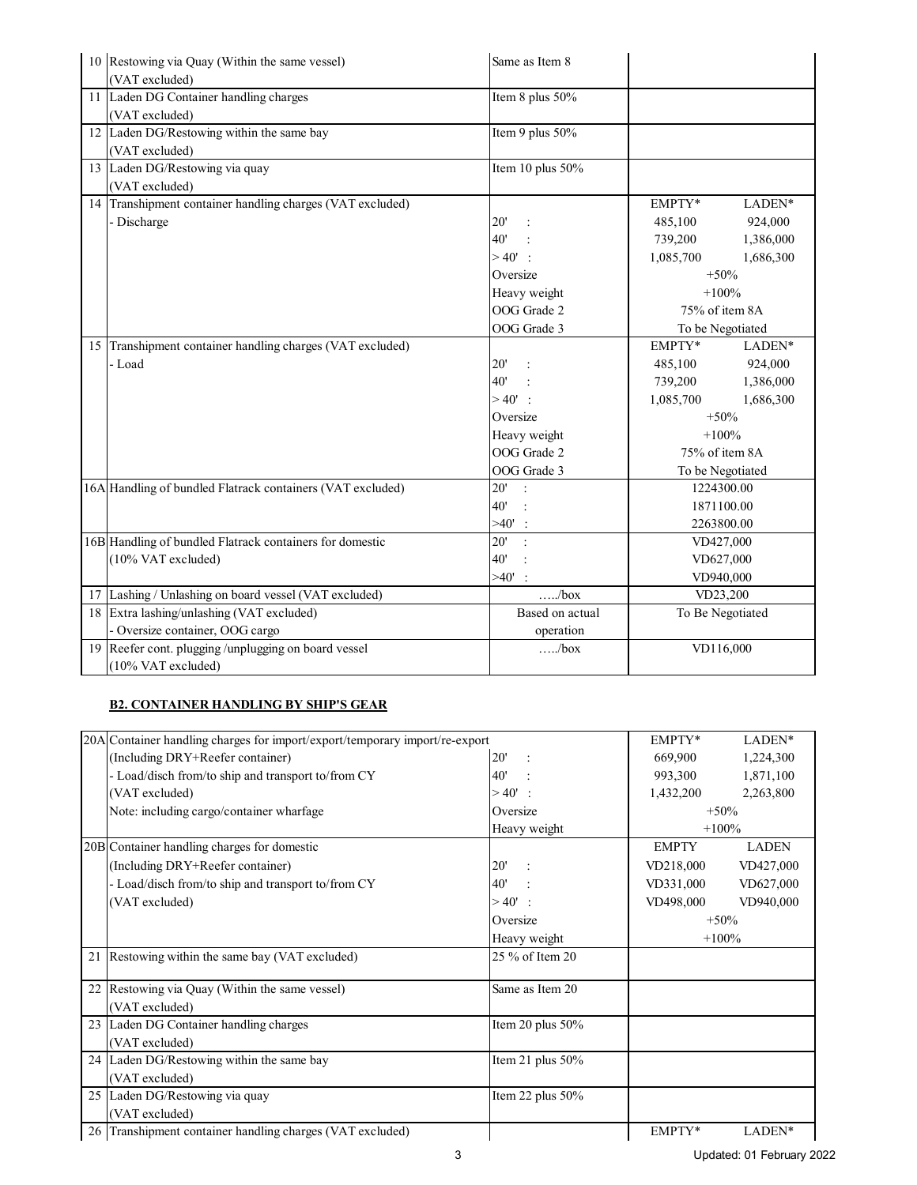| No. | Description | Size | EMPTY* | LADEN* |
|---|---|---|---|---|
| 10 | Restowing via Quay (Within the same vessel) (VAT excluded) | Same as Item 8 | | |
| 11 | Laden DG Container handling charges (VAT excluded) | Item 8 plus 50% | | |
| 12 | Laden DG/Restowing within the same bay (VAT excluded) | Item 9 plus 50% | | |
| 13 | Laden DG/Restowing via quay (VAT excluded) | Item 10 plus 50% | | |
| 14 | Transhipment container handling charges (VAT excluded) | | EMPTY* | LADEN* |
| | - Discharge | 20' : | 485,100 | 924,000 |
| | | 40' : | 739,200 | 1,386,000 |
| | | > 40' : | 1,085,700 | 1,686,300 |
| | | Oversize | +50% | |
| | | Heavy weight | +100% | |
| | | OOG Grade 2 | 75% of item 8A | |
| | | OOG Grade 3 | To be Negotiated | |
| 15 | Transhipment container handling charges (VAT excluded) | | EMPTY* | LADEN* |
| | - Load | 20' : | 485,100 | 924,000 |
| | | 40' : | 739,200 | 1,386,000 |
| | | > 40' : | 1,085,700 | 1,686,300 |
| | | Oversize | +50% | |
| | | Heavy weight | +100% | |
| | | OOG Grade 2 | 75% of item 8A | |
| | | OOG Grade 3 | To be Negotiated | |
| 16A | Handling of bundled Flatrack containers (VAT excluded) | 20' : | 1224300.00 | |
| | | 40' : | 1871100.00 | |
| | | >40' : | 2263800.00 | |
| 16B | Handling of bundled Flatrack containers for domestic (10% VAT excluded) | 20' : | VD427,000 | |
| | | 40' : | VD627,000 | |
| | | >40' : | VD940,000 | |
| 17 | Lashing / Unlashing on board vessel (VAT excluded) | …../box | VD23,200 | |
| 18 | Extra lashing/unlashing (VAT excluded) - Oversize container, OOG cargo | Based on actual operation | To Be Negotiated | |
| 19 | Reefer cont. plugging /unplugging on board vessel (10% VAT excluded) | …../box | VD116,000 | |

**B2. CONTAINER HANDLING BY SHIP'S GEAR**

| No. | Description | Size | EMPTY* | LADEN* |
|---|---|---|---|---|
| 20A | Container handling charges for import/export/temporary import/re-export (Including DRY+Reefer container) - Load/disch from/to ship and transport to/from CY (VAT excluded) Note: including cargo/container wharfage | | EMPTY* | LADEN* |
| | | 20' : | 669,900 | 1,224,300 |
| | | 40' : | 993,300 | 1,871,100 |
| | | > 40' : | 1,432,200 | 2,263,800 |
| | | Oversize | +50% | |
| | | Heavy weight | +100% | |
| 20B | Container handling charges for domestic (Including DRY+Reefer container) - Load/disch from/to ship and transport to/from CY (VAT excluded) | | EMPTY | LADEN |
| | | 20' : | VD218,000 | VD427,000 |
| | | 40' : | VD331,000 | VD627,000 |
| | | > 40' : | VD498,000 | VD940,000 |
| | | Oversize | +50% | |
| | | Heavy weight | +100% | |
| 21 | Restowing within the same bay (VAT excluded) | 25 % of Item 20 | | |
| 22 | Restowing via Quay (Within the same vessel) (VAT excluded) | Same as Item 20 | | |
| 23 | Laden DG Container handling charges (VAT excluded) | Item 20 plus 50% | | |
| 24 | Laden DG/Restowing within the same bay (VAT excluded) | Item 21 plus 50% | | |
| 25 | Laden DG/Restowing via quay (VAT excluded) | Item 22 plus 50% | | |
| 26 | Transhipment container handling charges (VAT excluded) | | EMPTY* | LADEN* |

Updated: 01 February 2022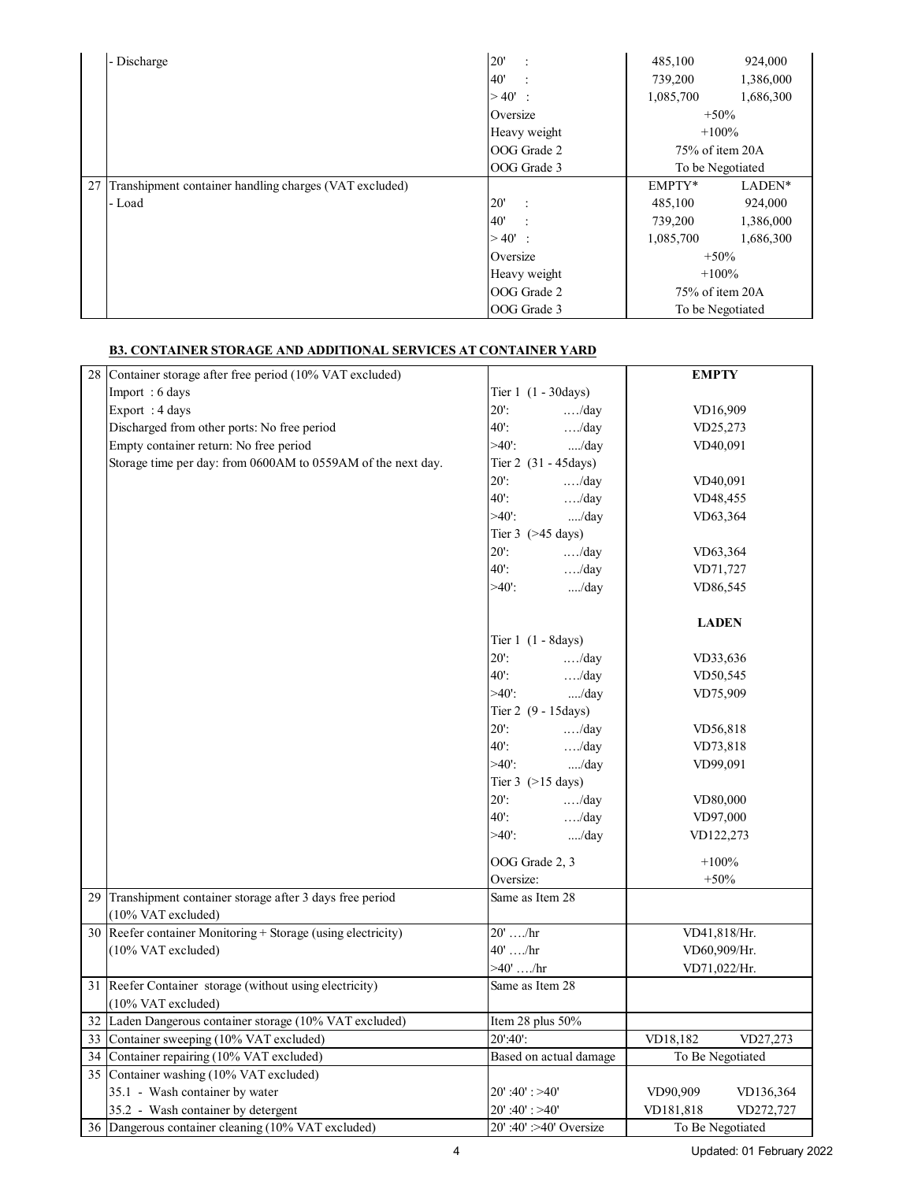| | | | | |
|---|---|---|---|---|
| | - Discharge | 20' : | 485,100 | 924,000 |
| | | 40' : | 739,200 | 1,386,000 |
| | | > 40' : | 1,085,700 | 1,686,300 |
| | | Oversize | +50% | |
| | | Heavy weight | +100% | |
| | | OOG Grade 2 | 75% of item 20A | |
| | | OOG Grade 3 | To be Negotiated | |
| 27 | Transhipment container handling charges (VAT excluded) | | EMPTY* | LADEN* |
| | - Load | 20' : | 485,100 | 924,000 |
| | | 40' : | 739,200 | 1,386,000 |
| | | > 40' : | 1,085,700 | 1,686,300 |
| | | Oversize | +50% | |
| | | Heavy weight | +100% | |
| | | OOG Grade 2 | 75% of item 20A | |
| | | OOG Grade 3 | To be Negotiated | |

### B3. CONTAINER STORAGE AND ADDITIONAL SERVICES AT CONTAINER YARD

| | | | | |
|---|---|---|---|---|
| 28 | Container storage after free period (10% VAT excluded) | | **EMPTY** | |
| | Import : 6 days | Tier 1 (1 - 30days) | | |
| | Export : 4 days | 20': …./day | VD16,909 | |
| | Discharged from other ports: No free period | 40': …./day | VD25,273 | |
| | Empty container return: No free period | >40': ..../day | VD40,091 | |
| | Storage time per day: from 0600AM to 0559AM of the next day. | Tier 2 (31 - 45days) | | |
| | | 20': …./day | VD40,091 | |
| | | 40': …./day | VD48,455 | |
| | | >40': ..../day | VD63,364 | |
| | | Tier 3 (>45 days) | | |
| | | 20': …./day | VD63,364 | |
| | | 40': …./day | VD71,727 | |
| | | >40': ..../day | VD86,545 | |
| | | | **LADEN** | |
| | | Tier 1 (1 - 8days) | | |
| | | 20': …./day | VD33,636 | |
| | | 40': …./day | VD50,545 | |
| | | >40': ..../day | VD75,909 | |
| | | Tier 2 (9 - 15days) | | |
| | | 20': …./day | VD56,818 | |
| | | 40': …./day | VD73,818 | |
| | | >40': ..../day | VD99,091 | |
| | | Tier 3 (>15 days) | | |
| | | 20': …./day | VD80,000 | |
| | | 40': …./day | VD97,000 | |
| | | >40': ..../day | VD122,273 | |
| | | OOG Grade 2, 3 | +100% | |
| | | Oversize: | +50% | |
| 29 | Transhipment container storage after 3 days free period (10% VAT excluded) | Same as Item 28 | | |
| 30 | Reefer container Monitoring + Storage (using electricity) (10% VAT excluded) | 20' …./hr | VD41,818/Hr. | |
| | | 40' …./hr | VD60,909/Hr. | |
| | | >40' …./hr | VD71,022/Hr. | |
| 31 | Reefer Container storage (without using electricity) (10% VAT excluded) | Same as Item 28 | | |
| 32 | Laden Dangerous container storage (10% VAT excluded) | Item 28 plus 50% | | |
| 33 | Container sweeping (10% VAT excluded) | 20':40': | VD18,182 | VD27,273 |
| 34 | Container repairing (10% VAT excluded) | Based on actual damage | To Be Negotiated | |
| 35 | Container washing (10% VAT excluded) | | | |
| | 35.1 - Wash container by water | 20' :40' : >40' | VD90,909 | VD136,364 |
| | 35.2 - Wash container by detergent | 20' :40' : >40' | VD181,818 | VD272,727 |
| 36 | Dangerous container cleaning (10% VAT excluded) | 20' :40' :>40' Oversize | To Be Negotiated | |

Updated: 01 February 2022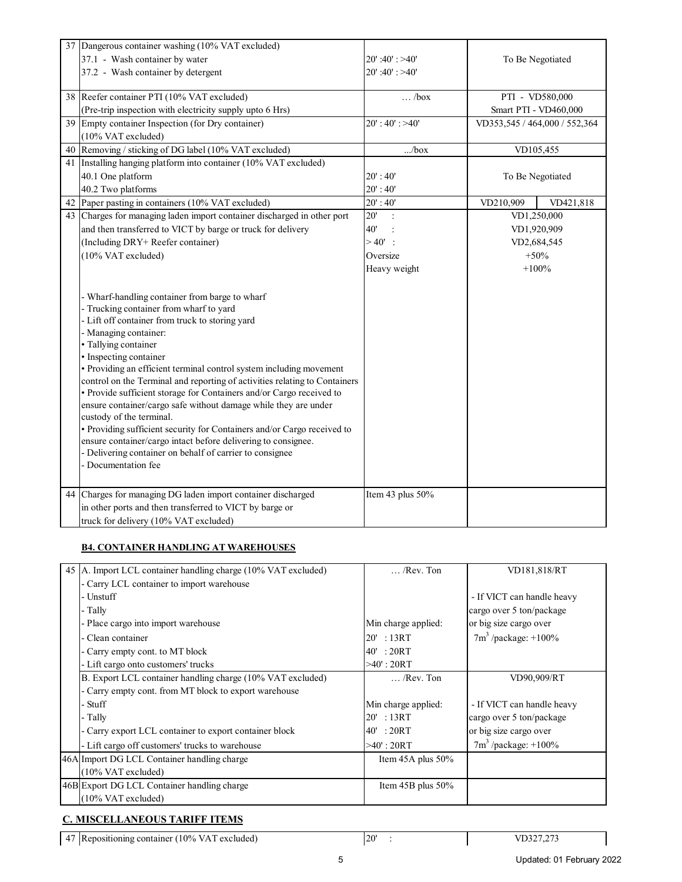| No. | Description | Unit | Rate | |
|---|---|---|---|---|
| 37 | Dangerous container washing (10% VAT excluded) | | | |
| | 37.1 - Wash container by water | 20' :40' : >40' | To Be Negotiated | |
| | 37.2 - Wash container by detergent | 20' :40' : >40' | | |
| 38 | Reefer container PTI (10% VAT excluded) (Pre-trip inspection with electricity supply upto 6 Hrs) | … /box | PTI - VD580,000 Smart PTI - VD460,000 | |
| 39 | Empty container Inspection (for Dry container) (10% VAT excluded) | 20' : 40' : >40' | VD353,545 / 464,000 / 552,364 | |
| 40 | Removing / sticking of DG label (10% VAT excluded) | .../box | VD105,455 | |
| 41 | Installing hanging platform into container (10% VAT excluded) | | | |
| | 40.1 One platform | 20' : 40' | To Be Negotiated | |
| | 40.2 Two platforms | 20' : 40' | | |
| 42 | Paper pasting in containers (10% VAT excluded) | 20' : 40' | VD210,909 | VD421,818 |
| 43 | Charges for managing laden import container discharged in other port and then transferred to VICT by barge or truck for delivery (Including DRY+ Reefer container) (10% VAT excluded) | 20' : | VD1,250,000 | |
| | | 40' : | VD1,920,909 | |
| | | > 40' : | VD2,684,545 | |
| | | Oversize | +50% | |
| | | Heavy weight | +100% | |
| | - Wharf-handling container from barge to wharf<br>- Trucking container from wharf to yard<br>- Lift off container from truck to storing yard<br>- Managing container:<br>• Tallying container<br>• Inspecting container<br>• Providing an efficient terminal control system including movement control on the Terminal and reporting of activities relating to Containers<br>• Provide sufficient storage for Containers and/or Cargo received to ensure container/cargo safe without damage while they are under custody of the terminal.<br>• Providing sufficient security for Containers and/or Cargo received to ensure container/cargo intact before delivering to consignee.<br>- Delivering container on behalf of carrier to consignee<br>- Documentation fee | | | |
| 44 | Charges for managing DG laden import container discharged in other ports and then transferred to VICT by barge or truck for delivery (10% VAT excluded) | Item 43 plus 50% | | |

### B4. CONTAINER HANDLING AT WAREHOUSES

| No. | Description | Unit | Rate |
|---|---|---|---|
| 45 | A. Import LCL container handling charge (10% VAT excluded)<br>- Carry LCL container to import warehouse<br>- Unstuff<br>- Tally<br>- Place cargo into import warehouse<br>- Clean container<br>- Carry empty cont. to MT block<br>- Lift cargo onto customers' trucks | … /Rev. Ton<br>Min charge applied:<br>20' : 13RT<br>40' : 20RT<br>>40' : 20RT | VD181,818/RT<br>- If VICT can handle heavy cargo over 5 ton/package or big size cargo over $7m^3$ /package: +100% |
| | B. Export LCL container handling charge (10% VAT excluded)<br>- Carry empty cont. from MT block to export warehouse<br>- Stuff<br>- Tally<br>- Carry export LCL container to export container block<br>- Lift cargo off customers' trucks to warehouse | … /Rev. Ton<br>Min charge applied:<br>20' : 13RT<br>40' : 20RT<br>>40' : 20RT | VD90,909/RT<br>- If VICT can handle heavy cargo over 5 ton/package or big size cargo over $7m^3$ /package: +100% |
| 46A | Import DG LCL Container handling charge (10% VAT excluded) | Item 45A plus 50% | |
| 46B | Export DG LCL Container handling charge (10% VAT excluded) | Item 45B plus 50% | |

## C. MISCELLANEOUS TARIFF ITEMS

| No. | Description | Unit | Rate |
|---|---|---|---|
| 47 | Repositioning container (10% VAT excluded) | 20' : | VD327,273 |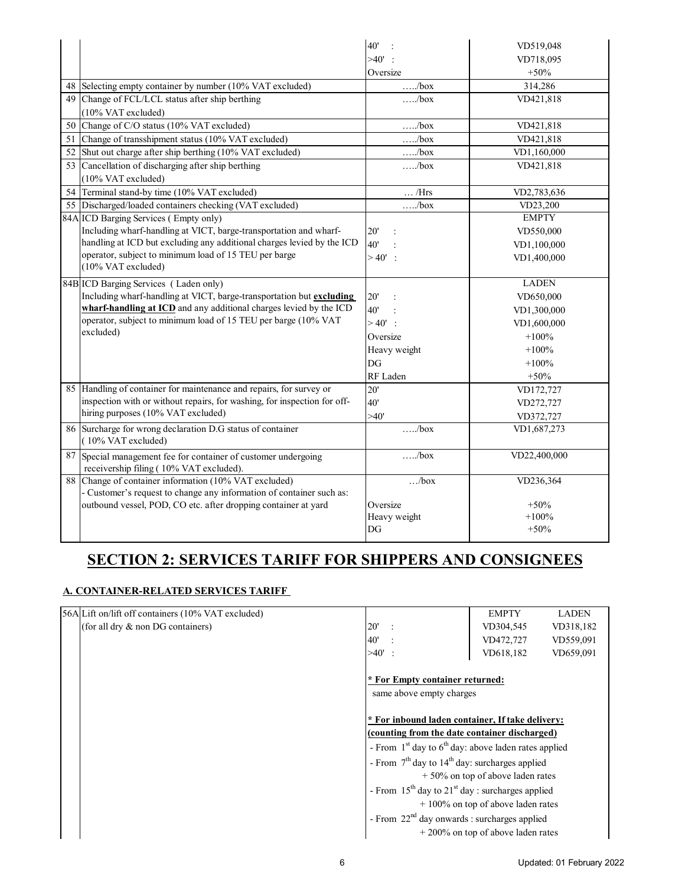| | | | |
|---|---|---|---|
| | | 40' : | VD519,048 |
| | | >40' : | VD718,095 |
| | | Oversize | +50% |
| 48 | Selecting empty container by number (10% VAT excluded) | …../box | 314,286 |
| 49 | Change of FCL/LCL status after ship berthing (10% VAT excluded) | …../box | VD421,818 |
| 50 | Change of C/O status (10% VAT excluded) | …../box | VD421,818 |
| 51 | Change of transshipment status (10% VAT excluded) | …../box | VD421,818 |
| 52 | Shut out charge after ship berthing (10% VAT excluded) | …../box | VD1,160,000 |
| 53 | Cancellation of discharging after ship berthing (10% VAT excluded) | …../box | VD421,818 |
| 54 | Terminal stand-by time (10% VAT excluded) | … /Hrs | VD2,783,636 |
| 55 | Discharged/loaded containers checking (VAT excluded) | …../box | VD23,200 |
| 84A | ICD Barging Services ( Empty only)<br>Including wharf-handling at VICT, barge-transportation and wharf-handling at ICD but excluding any additional charges levied by the ICD operator, subject to minimum load of 15 TEU per barge (10% VAT excluded) | <br>20' :<br>40' :<br>> 40' : | EMPTY<br>VD550,000<br>VD1,100,000<br>VD1,400,000 |
| 84B | ICD Barging Services ( Laden only)<br>Including wharf-handling at VICT, barge-transportation but **excluding wharf-handling at ICD** and any additional charges levied by the ICD operator, subject to minimum load of 15 TEU per barge (10% VAT excluded) | <br>20' :<br>40' :<br>> 40' :<br>Oversize<br>Heavy weight<br>DG<br>RF Laden | LADEN<br>VD650,000<br>VD1,300,000<br>VD1,600,000<br>+100%<br>+100%<br>+100%<br>+50% |
| 85 | Handling of container for maintenance and repairs, for survey or inspection with or without repairs, for washing, for inspection for off-hiring purposes (10% VAT excluded) | 20'<br>40'<br>>40' | VD172,727<br>VD272,727<br>VD372,727 |
| 86 | Surcharge for wrong declaration D.G status of container ( 10% VAT excluded) | …../box | VD1,687,273 |
| 87 | Special management fee for container of customer undergoing receivership filing ( 10% VAT excluded). | …../box | VD22,400,000 |
| 88 | Change of container information (10% VAT excluded)<br>- Customer's request to change any information of container such as: outbound vessel, POD, CO etc. after dropping container at yard | …/box<br><br>Oversize<br>Heavy weight<br>DG | VD236,364<br><br>+50%<br>+100%<br>+50% |

# SECTION 2: SERVICES TARIFF FOR SHIPPERS AND CONSIGNEES

## A. CONTAINER-RELATED SERVICES TARIFF

| | | | EMPTY | LADEN |
|---|---|---|---|---|
| 56A | Lift on/lift off containers (10% VAT excluded)<br>(for all dry & non DG containers) | 20' : | VD304,545 | VD318,182 |
| | | 40' : | VD472,727 | VD559,091 |
| | | >40' : | VD618,182 | VD659,091 |

**\* For Empty container returned:**
same above empty charges

**\* For inbound laden container, If take delivery:**
**(counting from the date container discharged)**

- From 1st day to 6th day: above laden rates applied
- From 7th day to 14th day: surcharges applied + 50% on top of above laden rates
- From 15th day to 21st day : surcharges applied + 100% on top of above laden rates
- From 22nd day onwards : surcharges applied + 200% on top of above laden rates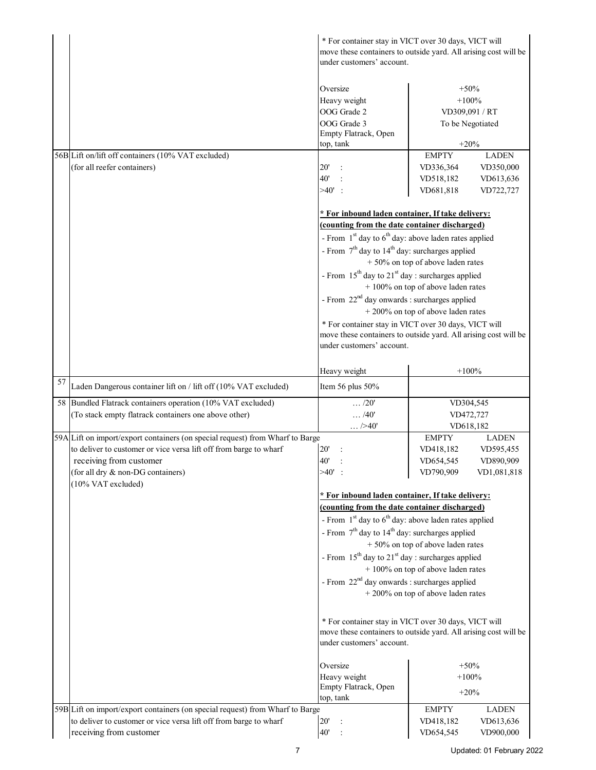| No. | Description | Item | Rate | |
|---|---|---|---|---|
| | | * For container stay in VICT over 30 days, VICT will move these containers to outside yard. All arising cost will be under customers' account. | | |
| | | Oversize | +50% | |
| | | Heavy weight | +100% | |
| | | OOG Grade 2 | VD309,091 / RT | |
| | | OOG Grade 3 | To be Negotiated | |
| | | Empty Flatrack, Open top, tank | +20% | |
| 56B | Lift on/lift off containers (10% VAT excluded) | | EMPTY | LADEN |
| | (for all reefer containers) | 20' : | VD336,364 | VD350,000 |
| | | 40' : | VD518,182 | VD613,636 |
| | | >40' : | VD681,818 | VD722,727 |
| | | **<u>* For inbound laden container, If take delivery: (counting from the date container discharged)</u>** | | |
| | | - From 1st day to 6th day: above laden rates applied | | |
| | | - From 7th day to 14th day: surcharges applied + 50% on top of above laden rates | | |
| | | - From 15th day to 21st day : surcharges applied + 100% on top of above laden rates | | |
| | | - From 22nd day onwards : surcharges applied + 200% on top of above laden rates | | |
| | | * For container stay in VICT over 30 days, VICT will move these containers to outside yard. All arising cost will be under customers' account. | | |
| | | Heavy weight | +100% | |
| 57 | Laden Dangerous container lift on / lift off (10% VAT excluded) | Item 56 plus 50% | | |
| 58 | Bundled Flatrack containers operation (10% VAT excluded) | … /20' | VD304,545 | |
| | (To stack empty flatrack containers one above other) | … /40' | VD472,727 | |
| | | … />40' | VD618,182 | |
| 59A | Lift on import/export containers (on special request) from Wharf to Barge to deliver to customer or vice versa lift off from barge to wharf receiving from customer | | EMPTY | LADEN |
| | (for all dry & non-DG containers) | 20' : | VD418,182 | VD595,455 |
| | (10% VAT excluded) | 40' : | VD654,545 | VD890,909 |
| | | >40' : | VD790,909 | VD1,081,818 |
| | | **<u>* For inbound laden container, If take delivery: (counting from the date container discharged)</u>** | | |
| | | - From 1st day to 6th day: above laden rates applied | | |
| | | - From 7th day to 14th day: surcharges applied + 50% on top of above laden rates | | |
| | | - From 15th day to 21st day : surcharges applied + 100% on top of above laden rates | | |
| | | - From 22nd day onwards : surcharges applied + 200% on top of above laden rates | | |
| | | * For container stay in VICT over 30 days, VICT will move these containers to outside yard. All arising cost will be under customers' account. | | |
| | | Oversize | +50% | |
| | | Heavy weight | +100% | |
| | | Empty Flatrack, Open top, tank | +20% | |
| 59B | Lift on import/export containers (on special request) from Wharf to Barge to deliver to customer or vice versa lift off from barge to wharf receiving from customer | | EMPTY | LADEN |
| | | 20' : | VD418,182 | VD613,636 |
| | | 40' : | VD654,545 | VD900,000 |

Updated: 01 February 2022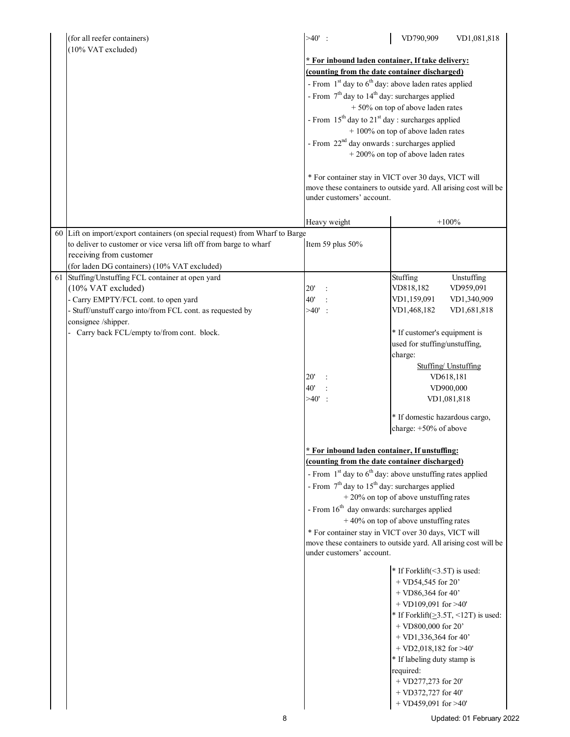| No. | Description | Size | Rate |
|---|---|---|---|
| | (for all reefer containers)<br>(10% VAT excluded) | >40' : | VD790,909 VD1,081,818 |
| | | **\* For inbound laden container, If take delivery: (counting from the date container discharged)**<br>- From 1st day to 6th day: above laden rates applied<br>- From 7th day to 14th day: surcharges applied + 50% on top of above laden rates<br>- From 15th day to 21st day : surcharges applied + 100% on top of above laden rates<br>- From 22nd day onwards : surcharges applied + 200% on top of above laden rates<br><br>\* For container stay in VICT over 30 days, VICT will move these containers to outside yard. All arising cost will be under customers' account. | |
| | | Heavy weight | +100% |
| 60 | Lift on import/export containers (on special request) from Wharf to Barge to deliver to customer or vice versa lift off from barge to wharf receiving from customer<br>(for laden DG containers) (10% VAT excluded) | Item 59 plus 50% | |
| 61 | Stuffing/Unstuffing FCL container at open yard<br>(10% VAT excluded)<br>- Carry EMPTY/FCL cont. to open yard<br>- Stuff/unstuff cargo into/from FCL cont. as requested by consignee /shipper.<br>- Carry back FCL/empty to/from cont. block. | | Stuffing / Unstuffing |
| | | 20' : | VD818,182 / VD959,091 |
| | | 40' : | VD1,159,091 / VD1,340,909 |
| | | >40' : | VD1,468,182 / VD1,681,818 |
| | | | \* If customer's equipment is used for stuffing/unstuffing, charge:<br>Stuffing/ Unstuffing |
| | | 20' : | VD618,181 |
| | | 40' : | VD900,000 |
| | | >40' : | VD1,081,818 |
| | | | \* If domestic hazardous cargo, charge: +50% of above |
| | | **\* For inbound laden container, If unstuffing: (counting from the date container discharged)**<br>- From 1st day to 6th day: above unstuffing rates applied<br>- From 7th day to 15th day: surcharges applied + 20% on top of above unstuffing rates<br>- From 16th day onwards: surcharges applied + 40% on top of above unstuffing rates<br>\* For container stay in VICT over 30 days, VICT will move these containers to outside yard. All arising cost will be under customers' account. | |
| | | | \* If Forklift(<3.5T) is used:<br>+ VD54,545 for 20'<br>+ VD86,364 for 40'<br>+ VD109,091 for >40'<br>\* If Forklift(≥3.5T, <12T) is used:<br>+ VD800,000 for 20'<br>+ VD1,336,364 for 40'<br>+ VD2,018,182 for >40'<br>\* If labeling duty stamp is required:<br>+ VD277,273 for 20'<br>+ VD372,727 for 40'<br>+ VD459,091 for >40' |

Updated: 01 February 2022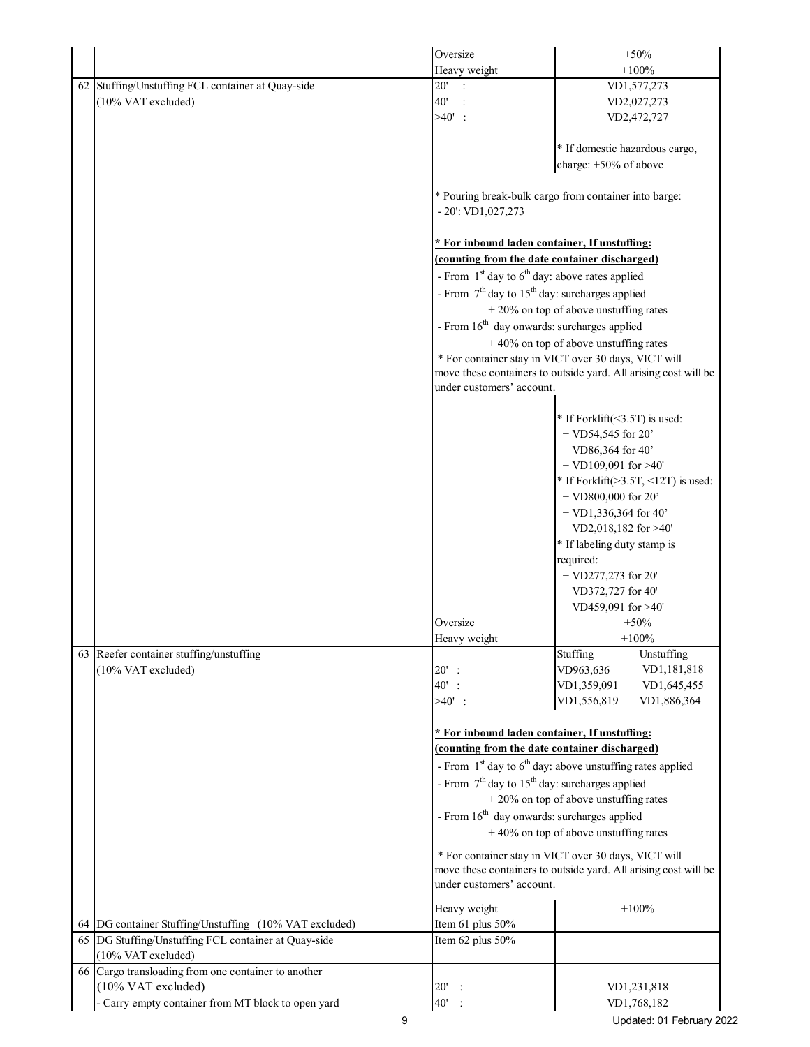| No. | Item | Size/Condition | Rate |
|---|---|---|---|
| | | Oversize | +50% |
| | | Heavy weight | +100% |
| 62 | Stuffing/Unstuffing FCL container at Quay-side (10% VAT excluded) | 20' : | VD1,577,273 |
| | | 40' : | VD2,027,273 |
| | | >40' : | VD2,472,727 |
| | | | * If domestic hazardous cargo, charge: +50% of above |
| | | * Pouring break-bulk cargo from container into barge: - 20': VD1,027,273 | |
| | | **\* For inbound laden container, If unstuffing: (counting from the date container discharged)** - From 1st day to 6th day: above rates applied - From 7th day to 15th day: surcharges applied + 20% on top of above unstuffing rates - From 16th day onwards: surcharges applied + 40% on top of above unstuffing rates * For container stay in VICT over 30 days, VICT will move these containers to outside yard. All arising cost will be under customers' account. | |
| | | | * If Forklift(<3.5T) is used: + VD54,545 for 20' + VD86,364 for 40' + VD109,091 for >40' * If Forklift(≥3.5T, <12T) is used: + VD800,000 for 20' + VD1,336,364 for 40' + VD2,018,182 for >40' * If labeling duty stamp is required: + VD277,273 for 20' + VD372,727 for 40' + VD459,091 for >40' |
| | | Oversize | +50% |
| | | Heavy weight | +100% |
| 63 | Reefer container stuffing/unstuffing (10% VAT excluded) | | Stuffing / Unstuffing |
| | | 20' : | VD963,636 / VD1,181,818 |
| | | 40' : | VD1,359,091 / VD1,645,455 |
| | | >40' : | VD1,556,819 / VD1,886,364 |
| | | **\* For inbound laden container, If unstuffing: (counting from the date container discharged)** - From 1st day to 6th day: above unstuffing rates applied - From 7th day to 15th day: surcharges applied + 20% on top of above unstuffing rates - From 16th day onwards: surcharges applied + 40% on top of above unstuffing rates * For container stay in VICT over 30 days, VICT will move these containers to outside yard. All arising cost will be under customers' account. | |
| | | Heavy weight | +100% |
| 64 | DG container Stuffing/Unstuffing (10% VAT excluded) | Item 61 plus 50% | |
| 65 | DG Stuffing/Unstuffing FCL container at Quay-side (10% VAT excluded) | Item 62 plus 50% | |
| 66 | Cargo transloading from one container to another (10% VAT excluded) - Carry empty container from MT block to open yard | 20' : | VD1,231,818 |
| | | 40' : | VD1,768,182 |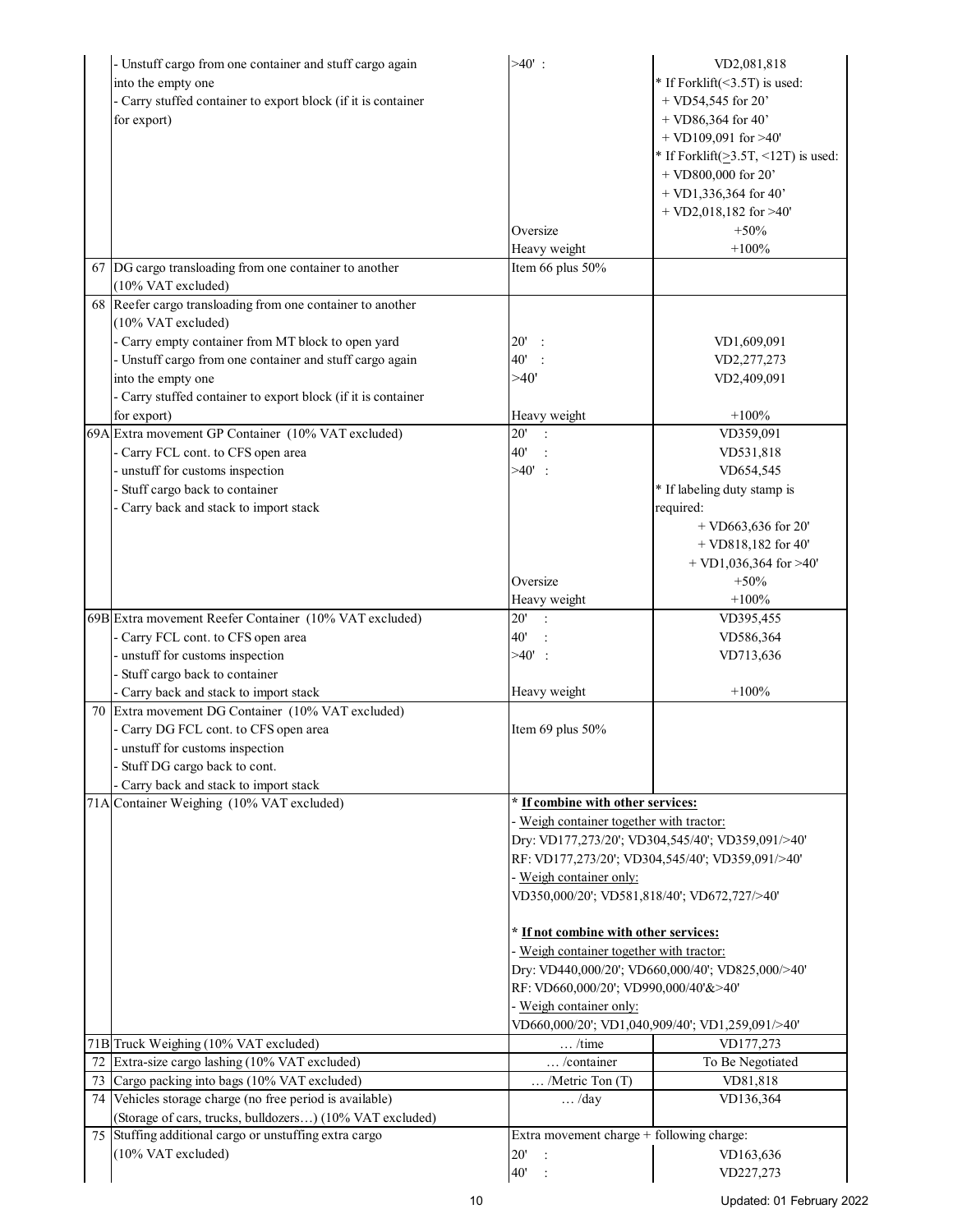| No. | Service | Size | Charge |
|---|---|---|---|
| | - Unstuff cargo from one container and stuff cargo again into the empty one<br>- Carry stuffed container to export block (if it is container for export) | >40' : | VD2,081,818<br>* If Forklift(<3.5T) is used:<br>+ VD54,545 for 20'<br>+ VD86,364 for 40'<br>+ VD109,091 for >40'<br>* If Forklift(≥3.5T, <12T) is used:<br>+ VD800,000 for 20'<br>+ VD1,336,364 for 40'<br>+ VD2,018,182 for >40' |
| | | Oversize | +50% |
| | | Heavy weight | +100% |
| 67 | DG cargo transloading from one container to another (10% VAT excluded) | Item 66 plus 50% | |
| 68 | Reefer cargo transloading from one container to another (10% VAT excluded)<br>- Carry empty container from MT block to open yard<br>- Unstuff cargo from one container and stuff cargo again into the empty one<br>- Carry stuffed container to export block (if it is container for export) | 20' :<br>40' :<br>>40' | VD1,609,091<br>VD2,277,273<br>VD2,409,091 |
| | | Heavy weight | +100% |
| 69A | Extra movement GP Container (10% VAT excluded)<br>- Carry FCL cont. to CFS open area<br>- unstuff for customs inspection<br>- Stuff cargo back to container<br>- Carry back and stack to import stack | 20' :<br>40' :<br>>40' : | VD359,091<br>VD531,818<br>VD654,545<br>* If labeling duty stamp is required:<br>+ VD663,636 for 20'<br>+ VD818,182 for 40'<br>+ VD1,036,364 for >40' |
| | | Oversize | +50% |
| | | Heavy weight | +100% |
| 69B | Extra movement Reefer Container (10% VAT excluded)<br>- Carry FCL cont. to CFS open area<br>- unstuff for customs inspection<br>- Stuff cargo back to container<br>- Carry back and stack to import stack | 20' :<br>40' :<br>>40' : | VD395,455<br>VD586,364<br>VD713,636 |
| | | Heavy weight | +100% |
| 70 | Extra movement DG Container (10% VAT excluded)<br>- Carry DG FCL cont. to CFS open area<br>- unstuff for customs inspection<br>- Stuff DG cargo back to cont.<br>- Carry back and stack to import stack | Item 69 plus 50% | |
| 71A | Container Weighing (10% VAT excluded) | **\* If combine with other services:**<br>- Weigh container together with tractor:<br>Dry: VD177,273/20'; VD304,545/40'; VD359,091/>40'<br>RF: VD177,273/20'; VD304,545/40'; VD359,091/>40'<br>- Weigh container only:<br>VD350,000/20'; VD581,818/40'; VD672,727/>40'<br><br>**\* If not combine with other services:**<br>- Weigh container together with tractor:<br>Dry: VD440,000/20'; VD660,000/40'; VD825,000/>40'<br>RF: VD660,000/20'; VD990,000/40'&>40'<br>- Weigh container only:<br>VD660,000/20'; VD1,040,909/40'; VD1,259,091/>40' | |
| 71B | Truck Weighing (10% VAT excluded) | … /time | VD177,273 |
| 72 | Extra-size cargo lashing (10% VAT excluded) | … /container | To Be Negotiated |
| 73 | Cargo packing into bags (10% VAT excluded) | … /Metric Ton (T) | VD81,818 |
| 74 | Vehicles storage charge (no free period is available)<br>(Storage of cars, trucks, bulldozers…) (10% VAT excluded) | … /day | VD136,364 |
| 75 | Stuffing additional cargo or unstuffing extra cargo (10% VAT excluded) | Extra movement charge + following charge:<br>20' :<br>40' : | <br>VD163,636<br>VD227,273 |

Updated: 01 February 2022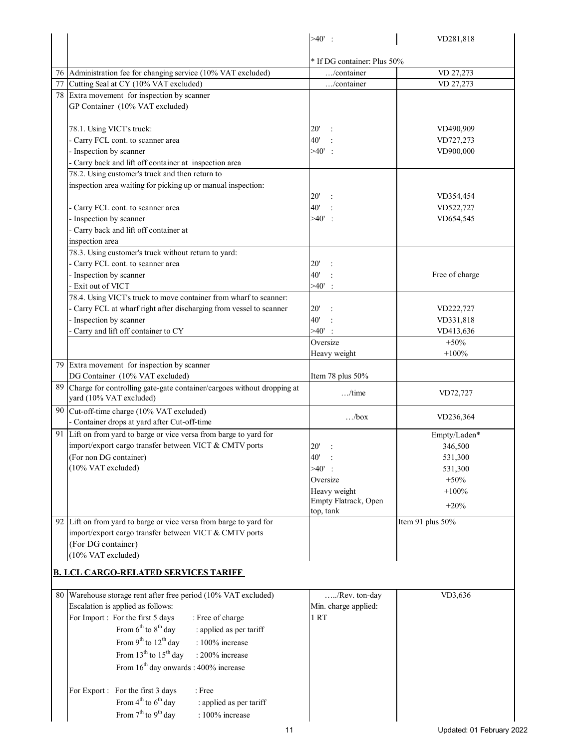| | | | |
|---|---|---|---|
| | | >40' : | VD281,818 |
| | | * If DG container: Plus 50% | |
| 76 | Administration fee for changing service (10% VAT excluded) | …/container | VD 27,273 |
| 77 | Cutting Seal at CY (10% VAT excluded) | …/container | VD 27,273 |
| 78 | Extra movement for inspection by scanner<br>GP Container (10% VAT excluded)<br><br>78.1. Using VICT's truck:<br>- Carry FCL cont. to scanner area<br>- Inspection by scanner<br>- Carry back and lift off container at inspection area | <br><br><br>20' :<br>40' :<br>>40' : | <br><br><br>VD490,909<br>VD727,273<br>VD900,000 |
| | 78.2. Using customer's truck and then return to inspection area waiting for picking up or manual inspection:<br>- Carry FCL cont. to scanner area<br>- Inspection by scanner<br>- Carry back and lift off container at inspection area | 20' :<br>40' :<br>>40' : | VD354,454<br>VD522,727<br>VD654,545 |
| | 78.3. Using customer's truck without return to yard:<br>- Carry FCL cont. to scanner area<br>- Inspection by scanner<br>- Exit out of VICT | 20' :<br>40' :<br>>40' : | Free of charge |
| | 78.4. Using VICT's truck to move container from wharf to scanner:<br>- Carry FCL at wharf right after discharging from vessel to scanner<br>- Inspection by scanner<br>- Carry and lift off container to CY | 20' :<br>40' :<br>>40' : | VD222,727<br>VD331,818<br>VD413,636 |
| | | Oversize<br>Heavy weight | +50%<br>+100% |
| 79 | Extra movement for inspection by scanner<br>DG Container (10% VAT excluded) | Item 78 plus 50% | |
| 89 | Charge for controlling gate-gate container/cargoes without dropping at yard (10% VAT excluded) | …/time | VD72,727 |
| 90 | Cut-off-time charge (10% VAT excluded)<br>- Container drops at yard after Cut-off-time | …/box | VD236,364 |
| 91 | Lift on from yard to barge or vice versa from barge to yard for import/export cargo transfer between VICT & CMTV ports<br>(For non DG container)<br>(10% VAT excluded) | <br>20' :<br>40' :<br>>40' :<br>Oversize<br>Heavy weight<br>Empty Flatrack, Open top, tank | Empty/Laden*<br>346,500<br>531,300<br>531,300<br>+50%<br>+100%<br>+20% |
| 92 | Lift on from yard to barge or vice versa from barge to yard for import/export cargo transfer between VICT & CMTV ports<br>(For DG container)<br>(10% VAT excluded) | | Item 91 plus 50% |

## B. LCL CARGO-RELATED SERVICES TARIFF

| | | | |
|---|---|---|---|
| 80 | Warehouse storage rent after free period (10% VAT excluded)<br>Escalation is applied as follows:<br>For Import : For the first 5 days : Free of charge<br>From 6th to 8th day : applied as per tariff<br>From 9th to 12th day : 100% increase<br>From 13th to 15th day : 200% increase<br>From 16th day onwards : 400% increase<br><br>For Export : For the first 3 days : Free<br>From 4th to 6th day : applied as per tariff<br>From 7th to 9th day : 100% increase | …../Rev. ton-day<br>Min. charge applied:<br>1 RT | VD3,636 |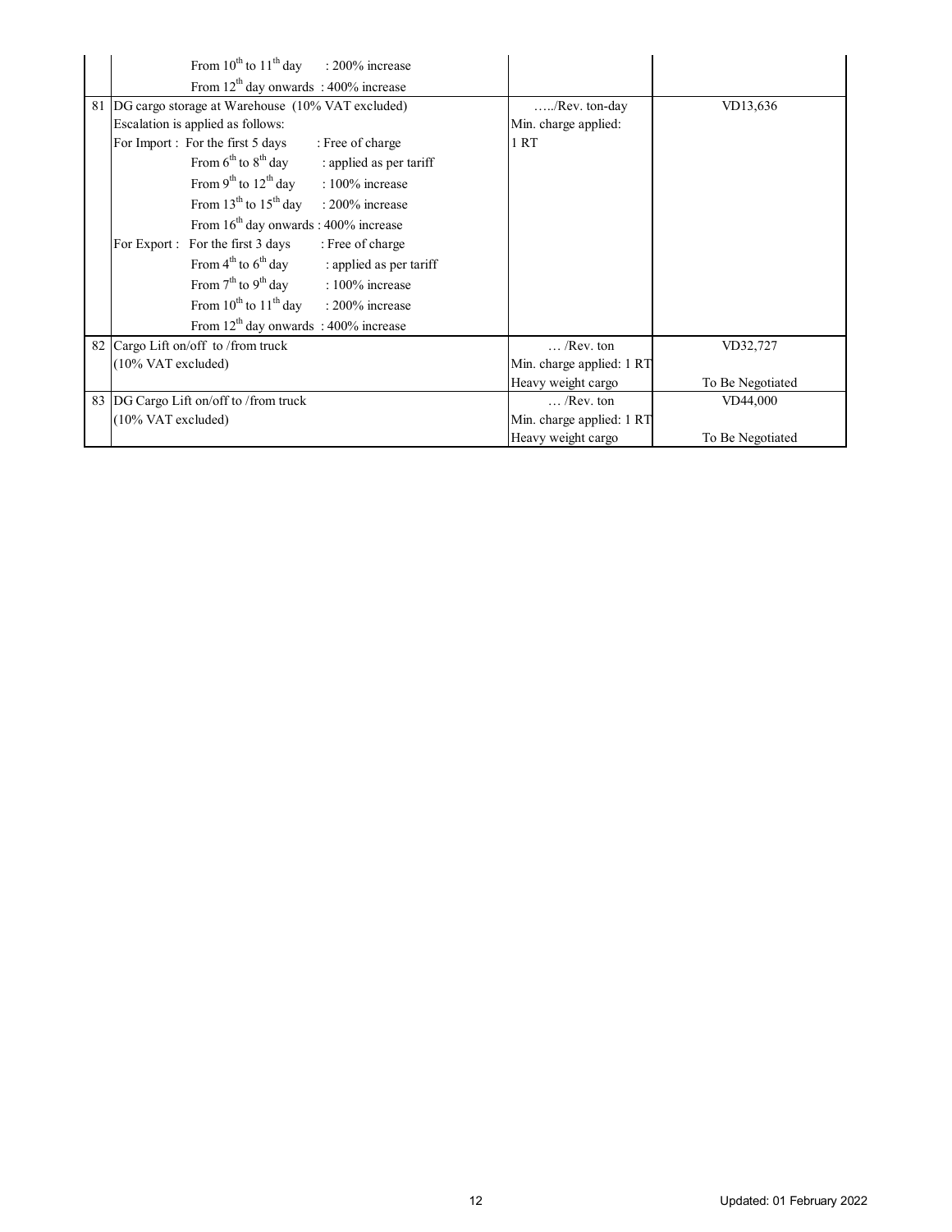| | | | |
|---|---|---|---|
| | From 10th to 11th day : 200% increase<br>From 12th day onwards : 400% increase | | |
| 81 | DG cargo storage at Warehouse (10% VAT excluded)<br>Escalation is applied as follows:<br>For Import : For the first 5 days : Free of charge<br>From 6th to 8th day : applied as per tariff<br>From 9th to 12th day : 100% increase<br>From 13th to 15th day : 200% increase<br>From 16th day onwards : 400% increase<br>For Export : For the first 3 days : Free of charge<br>From 4th to 6th day : applied as per tariff<br>From 7th to 9th day : 100% increase<br>From 10th to 11th day : 200% increase<br>From 12th day onwards : 400% increase | ...../Rev. ton-day<br>Min. charge applied:<br>1 RT | VD13,636 |
| 82 | Cargo Lift on/off to /from truck<br>(10% VAT excluded) | ... /Rev. ton<br>Min. charge applied: 1 RT<br>Heavy weight cargo | VD32,727<br><br>To Be Negotiated |
| 83 | DG Cargo Lift on/off to /from truck<br>(10% VAT excluded) | ... /Rev. ton<br>Min. charge applied: 1 RT<br>Heavy weight cargo | VD44,000<br><br>To Be Negotiated |

Updated: 01 February 2022